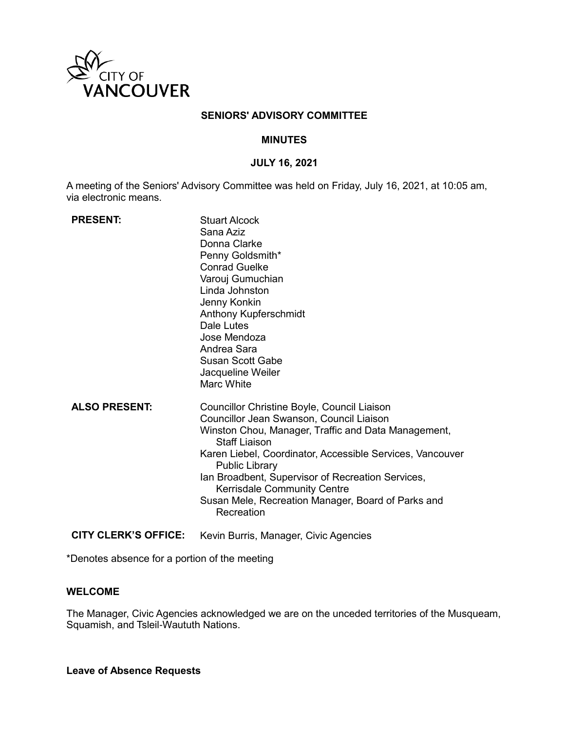CITY OF VANCOUVER

# SENIORS' ADVISORY COMMITTEE

## MINUTES

## JULY 16, 2021

A meeting of the Seniors' Advisory Committee was held on Friday, July 16, 2021, at 10:05 am, via electronic means.

| | |
|---|---|
| **PRESENT:** | Stuart Alcock<br>Sana Aziz<br>Donna Clarke<br>Penny Goldsmith*<br>Conrad Guelke<br>Varouj Gumuchian<br>Linda Johnston<br>Jenny Konkin<br>Anthony Kupferschmidt<br>Dale Lutes<br>Jose Mendoza<br>Andrea Sara<br>Susan Scott Gabe<br>Jacqueline Weiler<br>Marc White |
| **ALSO PRESENT:** | Councillor Christine Boyle, Council Liaison<br>Councillor Jean Swanson, Council Liaison<br>Winston Chou, Manager, Traffic and Data Management, Staff Liaison<br>Karen Liebel, Coordinator, Accessible Services, Vancouver Public Library<br>Ian Broadbent, Supervisor of Recreation Services, Kerrisdale Community Centre<br>Susan Mele, Recreation Manager, Board of Parks and Recreation |
| **CITY CLERK'S OFFICE:** | Kevin Burris, Manager, Civic Agencies |

*Denotes absence for a portion of the meeting

**WELCOME**

The Manager, Civic Agencies acknowledged we are on the unceded territories of the Musqueam, Squamish, and Tsleil-Waututh Nations.

**Leave of Absence Requests**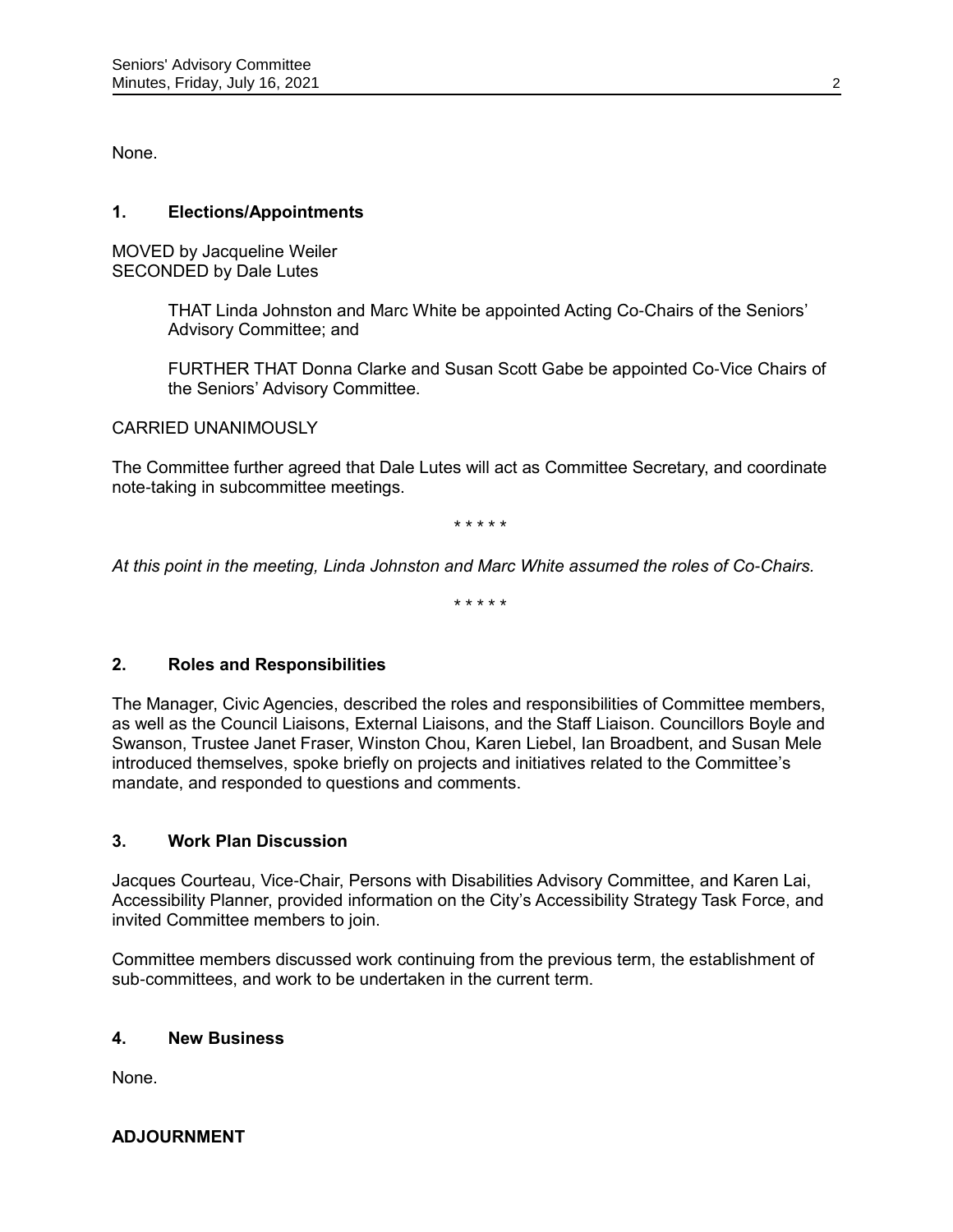None.

## 1. Elections/Appointments

MOVED by Jacqueline Weiler
SECONDED by Dale Lutes

> THAT Linda Johnston and Marc White be appointed Acting Co-Chairs of the Seniors' Advisory Committee; and
>
> FURTHER THAT Donna Clarke and Susan Scott Gabe be appointed Co-Vice Chairs of the Seniors' Advisory Committee.

CARRIED UNANIMOUSLY

The Committee further agreed that Dale Lutes will act as Committee Secretary, and coordinate note-taking in subcommittee meetings.

* * * * *

*At this point in the meeting, Linda Johnston and Marc White assumed the roles of Co-Chairs.*

* * * * *

## 2. Roles and Responsibilities

The Manager, Civic Agencies, described the roles and responsibilities of Committee members, as well as the Council Liaisons, External Liaisons, and the Staff Liaison. Councillors Boyle and Swanson, Trustee Janet Fraser, Winston Chou, Karen Liebel, Ian Broadbent, and Susan Mele introduced themselves, spoke briefly on projects and initiatives related to the Committee's mandate, and responded to questions and comments.

## 3. Work Plan Discussion

Jacques Courteau, Vice-Chair, Persons with Disabilities Advisory Committee, and Karen Lai, Accessibility Planner, provided information on the City's Accessibility Strategy Task Force, and invited Committee members to join.

Committee members discussed work continuing from the previous term, the establishment of sub-committees, and work to be undertaken in the current term.

## 4. New Business

None.

## ADJOURNMENT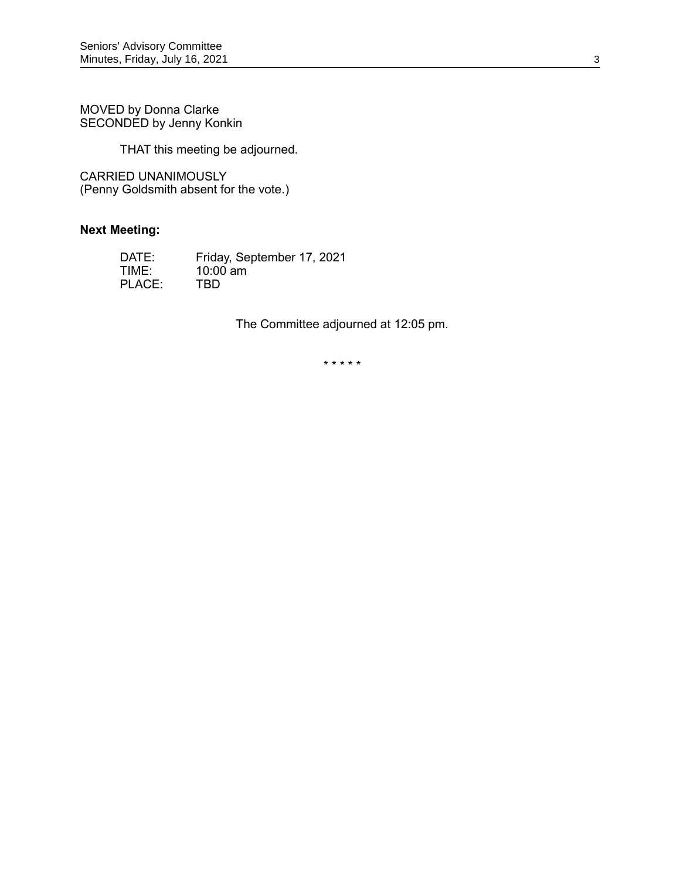MOVED by Donna Clarke
SECONDED by Jenny Konkin

THAT this meeting be adjourned.

CARRIED UNANIMOUSLY
(Penny Goldsmith absent for the vote.)

**Next Meeting:**

| | |
|---|---|
| DATE: | Friday, September 17, 2021 |
| TIME: | 10:00 am |
| PLACE: | TBD |

The Committee adjourned at 12:05 pm.

* * * * *